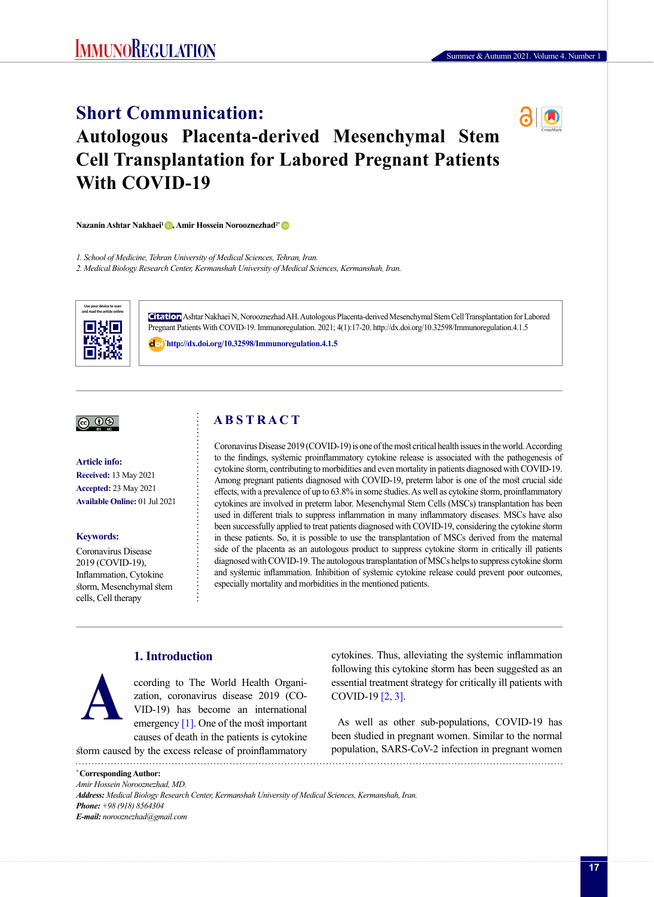# Short Communication:

# Autologous Placenta-derived Mesenchymal Stem Cell Transplantation for Labored Pregnant Patients With COVID-19

**Nazanin Ashtar Nakhaei[1], Amir Hossein Norooznezhad[2*]**

*1. School of Medicine, Tehran University of Medical Sciences, Tehran, Iran.*
*2. Medical Biology Research Center, Kermanshah University of Medical Sciences, Kermanshah, Iran.*

Use your device to scan and read the article online

**Citation** Ashtar Nakhaei N, Norooznezhad AH. Autologous Placenta-derived Mesenchymal Stem Cell Transplantation for Labored Pregnant Patients With COVID-19. Immunoregulation. 2021; 4(1):17-20. http://dx.doi.org/10.32598/Immunoregulation.4.1.5

**doi** http://dx.doi.org/10.32598/Immunoregulation.4.1.5

**Article info:**
**Received:** 13 May 2021
**Accepted:** 23 May 2021
**Available Online:** 01 Jul 2021

**Keywords:**
Coronavirus Disease 2019 (COVID-19), Inflammation, Cytokine storm, Mesenchymal stem cells, Cell therapy

## ABSTRACT

Coronavirus Disease 2019 (COVID-19) is one of the most critical health issues in the world. According to the findings, systemic proinflammatory cytokine release is associated with the pathogenesis of cytokine storm, contributing to morbidities and even mortality in patients diagnosed with COVID-19. Among pregnant patients diagnosed with COVID-19, preterm labor is one of the most crucial side effects, with a prevalence of up to 63.8% in some studies. As well as cytokine storm, proinflammatory cytokines are involved in preterm labor. Mesenchymal Stem Cells (MSCs) transplantation has been used in different trials to suppress inflammation in many inflammatory diseases. MSCs have also been successfully applied to treat patients diagnosed with COVID-19, considering the cytokine storm in these patients. So, it is possible to use the transplantation of MSCs derived from the maternal side of the placenta as an autologous product to suppress cytokine storm in critically ill patients diagnosed with COVID-19. The autologous transplantation of MSCs helps to suppress cytokine storm and systemic inflammation. Inhibition of systemic cytokine release could prevent poor outcomes, especially mortality and morbidities in the mentioned patients.

## 1. Introduction

According to The World Health Organization, coronavirus disease 2019 (COVID-19) has become an international emergency [1]. One of the most important causes of death in the patients is cytokine storm caused by the excess release of proinflammatory cytokines. Thus, alleviating the systemic inflammation following this cytokine storm has been suggested as an essential treatment strategy for critically ill patients with COVID-19 [2, 3].

As well as other sub-populations, COVID-19 has been studied in pregnant women. Similar to the normal population, SARS-CoV-2 infection in pregnant women

---

**\* Corresponding Author:**
*Amir Hossein Norooznezhad, MD.*
***Address:*** *Medical Biology Research Center, Kermanshah University of Medical Sciences, Kermanshah, Iran.*
***Phone:*** *+98 (918) 8564304*
***E-mail:*** *norooznezhad@gmail.com*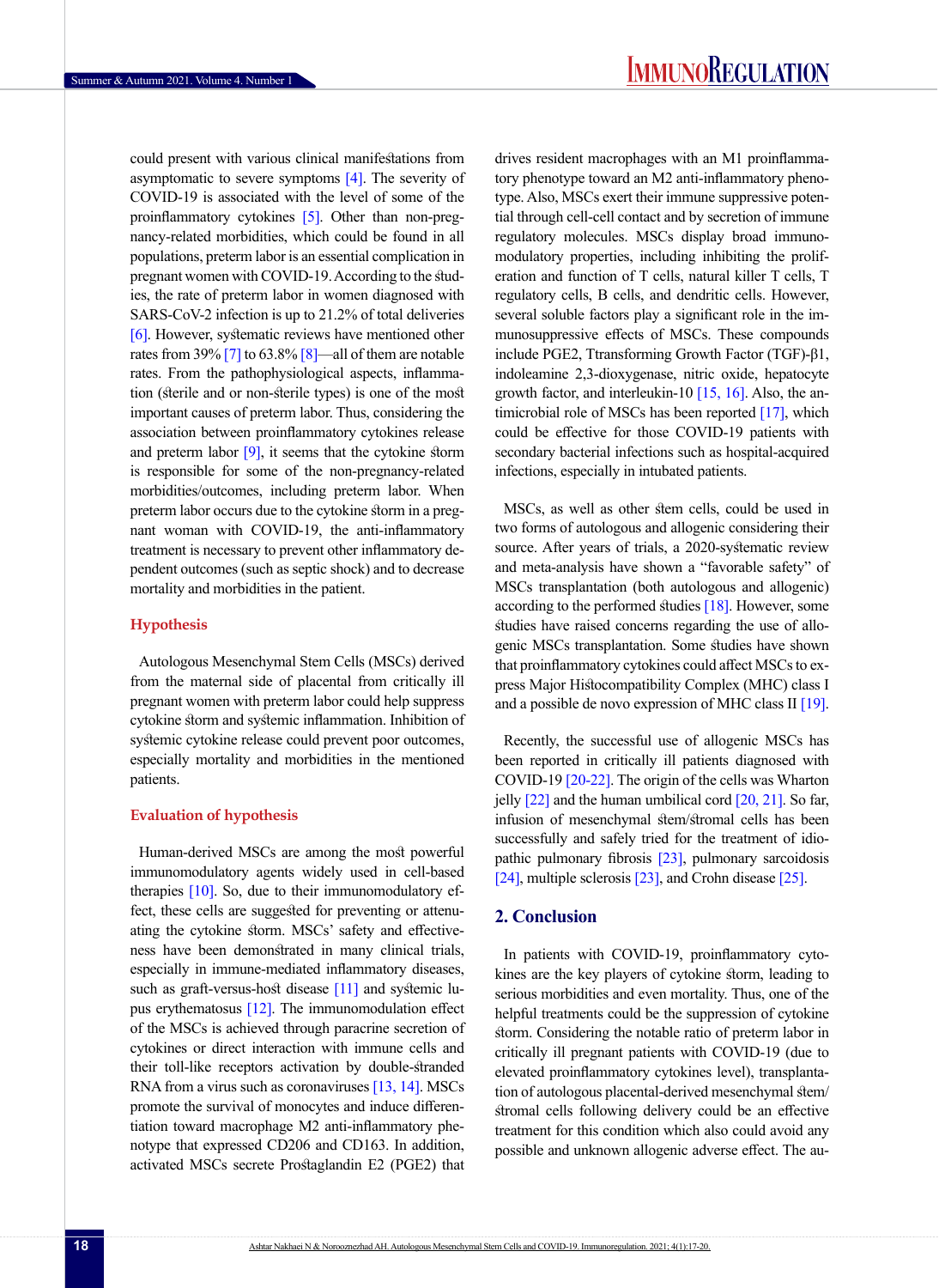could present with various clinical manifestations from asymptomatic to severe symptoms [4]. The severity of COVID-19 is associated with the level of some of the proinflammatory cytokines [5]. Other than non-pregnancy-related morbidities, which could be found in all populations, preterm labor is an essential complication in pregnant women with COVID-19. According to the studies, the rate of preterm labor in women diagnosed with SARS-CoV-2 infection is up to 21.2% of total deliveries [6]. However, systematic reviews have mentioned other rates from 39% [7] to 63.8% [8]—all of them are notable rates. From the pathophysiological aspects, inflammation (sterile and or non-sterile types) is one of the most important causes of preterm labor. Thus, considering the association between proinflammatory cytokines release and preterm labor [9], it seems that the cytokine storm is responsible for some of the non-pregnancy-related morbidities/outcomes, including preterm labor. When preterm labor occurs due to the cytokine storm in a pregnant woman with COVID-19, the anti-inflammatory treatment is necessary to prevent other inflammatory dependent outcomes (such as septic shock) and to decrease mortality and morbidities in the patient.

### Hypothesis

Autologous Mesenchymal Stem Cells (MSCs) derived from the maternal side of placental from critically ill pregnant women with preterm labor could help suppress cytokine storm and systemic inflammation. Inhibition of systemic cytokine release could prevent poor outcomes, especially mortality and morbidities in the mentioned patients.

### Evaluation of hypothesis

Human-derived MSCs are among the most powerful immunomodulatory agents widely used in cell-based therapies [10]. So, due to their immunomodulatory effect, these cells are suggested for preventing or attenuating the cytokine storm. MSCs' safety and effectiveness have been demonstrated in many clinical trials, especially in immune-mediated inflammatory diseases, such as graft-versus-host disease [11] and systemic lupus erythematosus [12]. The immunomodulation effect of the MSCs is achieved through paracrine secretion of cytokines or direct interaction with immune cells and their toll-like receptors activation by double-stranded RNA from a virus such as coronaviruses [13, 14]. MSCs promote the survival of monocytes and induce differentiation toward macrophage M2 anti-inflammatory phenotype that expressed CD206 and CD163. In addition, activated MSCs secrete Prostaglandin E2 (PGE2) that drives resident macrophages with an M1 proinflammatory phenotype toward an M2 anti-inflammatory phenotype. Also, MSCs exert their immune suppressive potential through cell-cell contact and by secretion of immune regulatory molecules. MSCs display broad immunomodulatory properties, including inhibiting the proliferation and function of T cells, natural killer T cells, T regulatory cells, B cells, and dendritic cells. However, several soluble factors play a significant role in the immunosuppressive effects of MSCs. These compounds include PGE2, Ttransforming Growth Factor (TGF)-β1, indoleamine 2,3-dioxygenase, nitric oxide, hepatocyte growth factor, and interleukin-10 [15, 16]. Also, the antimicrobial role of MSCs has been reported [17], which could be effective for those COVID-19 patients with secondary bacterial infections such as hospital-acquired infections, especially in intubated patients.

MSCs, as well as other stem cells, could be used in two forms of autologous and allogenic considering their source. After years of trials, a 2020-systematic review and meta-analysis have shown a "favorable safety" of MSCs transplantation (both autologous and allogenic) according to the performed studies [18]. However, some studies have raised concerns regarding the use of allogenic MSCs transplantation. Some studies have shown that proinflammatory cytokines could affect MSCs to express Major Histocompatibility Complex (MHC) class I and a possible de novo expression of MHC class II [19].

Recently, the successful use of allogenic MSCs has been reported in critically ill patients diagnosed with COVID-19 [20-22]. The origin of the cells was Wharton jelly [22] and the human umbilical cord [20, 21]. So far, infusion of mesenchymal stem/stromal cells has been successfully and safely tried for the treatment of idiopathic pulmonary fibrosis [23], pulmonary sarcoidosis [24], multiple sclerosis [23], and Crohn disease [25].

## 2. Conclusion

In patients with COVID-19, proinflammatory cytokines are the key players of cytokine storm, leading to serious morbidities and even mortality. Thus, one of the helpful treatments could be the suppression of cytokine storm. Considering the notable ratio of preterm labor in critically ill pregnant patients with COVID-19 (due to elevated proinflammatory cytokines level), transplantation of autologous placental-derived mesenchymal stem/stromal cells following delivery could be an effective treatment for this condition which also could avoid any possible and unknown allogenic adverse effect. The au-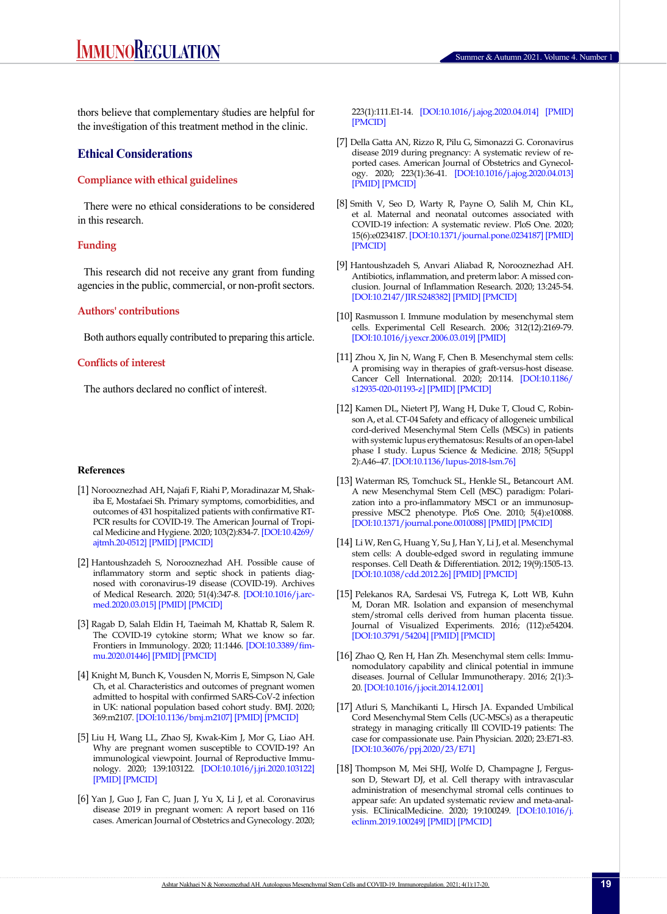thors believe that complementary studies are helpful for the investigation of this treatment method in the clinic.

## Ethical Considerations

### Compliance with ethical guidelines

There were no ethical considerations to be considered in this research.

### Funding

This research did not receive any grant from funding agencies in the public, commercial, or non-profit sectors.

### Authors' contributions

Both authors equally contributed to preparing this article.

### Conflicts of interest

The authors declared no conflict of interest.

## References

[1] Norooznezhad AH, Najafi F, Riahi P, Moradinazar M, Shakiba E, Mostafaei Sh. Primary symptoms, comorbidities, and outcomes of 431 hospitalized patients with confirmative RT-PCR results for COVID-19. The American Journal of Tropical Medicine and Hygiene. 2020; 103(2):834-7. [DOI:10.4269/ajtmh.20-0512] [PMID] [PMCID]

[2] Hantoushzadeh S, Norooznezhad AH. Possible cause of inflammatory storm and septic shock in patients diagnosed with coronavirus-19 disease (COVID-19). Archives of Medical Research. 2020; 51(4):347-8. [DOI:10.1016/j.arcmed.2020.03.015] [PMID] [PMCID]

[3] Ragab D, Salah Eldin H, Taeimah M, Khattab R, Salem R. The COVID-19 cytokine storm; What we know so far. Frontiers in Immunology. 2020; 11:1446. [DOI:10.3389/fimmu.2020.01446] [PMID] [PMCID]

[4] Knight M, Bunch K, Vousden N, Morris E, Simpson N, Gale Ch, et al. Characteristics and outcomes of pregnant women admitted to hospital with confirmed SARS-CoV-2 infection in UK: national population based cohort study. BMJ. 2020; 369:m2107. [DOI:10.1136/bmj.m2107] [PMID] [PMCID]

[5] Liu H, Wang LL, Zhao SJ, Kwak-Kim J, Mor G, Liao AH. Why are pregnant women susceptible to COVID-19? An immunological viewpoint. Journal of Reproductive Immunology. 2020; 139:103122. [DOI:10.1016/j.jri.2020.103122] [PMID] [PMCID]

[6] Yan J, Guo J, Fan C, Juan J, Yu X, Li J, et al. Coronavirus disease 2019 in pregnant women: A report based on 116 cases. American Journal of Obstetrics and Gynecology. 2020; 223(1):111.E1-14. [DOI:10.1016/j.ajog.2020.04.014] [PMID] [PMCID]

[7] Della Gatta AN, Rizzo R, Pilu G, Simonazzi G. Coronavirus disease 2019 during pregnancy: A systematic review of reported cases. American Journal of Obstetrics and Gynecology. 2020; 223(1):36-41. [DOI:10.1016/j.ajog.2020.04.013] [PMID] [PMCID]

[8] Smith V, Seo D, Warty R, Payne O, Salih M, Chin KL, et al. Maternal and neonatal outcomes associated with COVID-19 infection: A systematic review. PloS One. 2020; 15(6):e0234187. [DOI:10.1371/journal.pone.0234187] [PMID] [PMCID]

[9] Hantoushzadeh S, Anvari Aliabad R, Norooznezhad AH. Antibiotics, inflammation, and preterm labor: A missed conclusion. Journal of Inflammation Research. 2020; 13:245-54. [DOI:10.2147/JIR.S248382] [PMID] [PMCID]

[10] Rasmusson I. Immune modulation by mesenchymal stem cells. Experimental Cell Research. 2006; 312(12):2169-79. [DOI:10.1016/j.yexcr.2006.03.019] [PMID]

[11] Zhou X, Jin N, Wang F, Chen B. Mesenchymal stem cells: A promising way in therapies of graft-versus-host disease. Cancer Cell International. 2020; 20:114. [DOI:10.1186/s12935-020-01193-z] [PMID] [PMCID]

[12] Kamen DL, Nietert PJ, Wang H, Duke T, Cloud C, Robinson A, et al. CT-04 Safety and efficacy of allogeneic umbilical cord-derived Mesenchymal Stem Cells (MSCs) in patients with systemic lupus erythematosus: Results of an open-label phase I study. Lupus Science & Medicine. 2018; 5(Suppl 2):A46–47. [DOI:10.1136/lupus-2018-lsm.76]

[13] Waterman RS, Tomchuck SL, Henkle SL, Betancourt AM. A new Mesenchymal Stem Cell (MSC) paradigm: Polarization into a pro-inflammatory MSC1 or an immunosuppressive MSC2 phenotype. PloS One. 2010; 5(4):e10088. [DOI:10.1371/journal.pone.0010088] [PMID] [PMCID]

[14] Li W, Ren G, Huang Y, Su J, Han Y, Li J, et al. Mesenchymal stem cells: A double-edged sword in regulating immune responses. Cell Death & Differentiation. 2012; 19(9):1505-13. [DOI:10.1038/cdd.2012.26] [PMID] [PMCID]

[15] Pelekanos RA, Sardesai VS, Futrega K, Lott WB, Kuhn M, Doran MR. Isolation and expansion of mesenchymal stem/stromal cells derived from human placenta tissue. Journal of Visualized Experiments. 2016; (112):e54204. [DOI:10.3791/54204] [PMID] [PMCID]

[16] Zhao Q, Ren H, Han Zh. Mesenchymal stem cells: Immunomodulatory capability and clinical potential in immune diseases. Journal of Cellular Immunotherapy. 2016; 2(1):3-20. [DOI:10.1016/j.jocit.2014.12.001]

[17] Atluri S, Manchikanti L, Hirsch JA. Expanded Umbilical Cord Mesenchymal Stem Cells (UC-MSCs) as a therapeutic strategy in managing critically Ill COVID-19 patients: The case for compassionate use. Pain Physician. 2020; 23:E71-83. [DOI:10.36076/ppj.2020/23/E71]

[18] Thompson M, Mei SHJ, Wolfe D, Champagne J, Fergusson D, Stewart DJ, et al. Cell therapy with intravascular administration of mesenchymal stromal cells continues to appear safe: An updated systematic review and meta-analysis. EClinicalMedicine. 2020; 19:100249. [DOI:10.1016/j.eclinm.2019.100249] [PMID] [PMCID]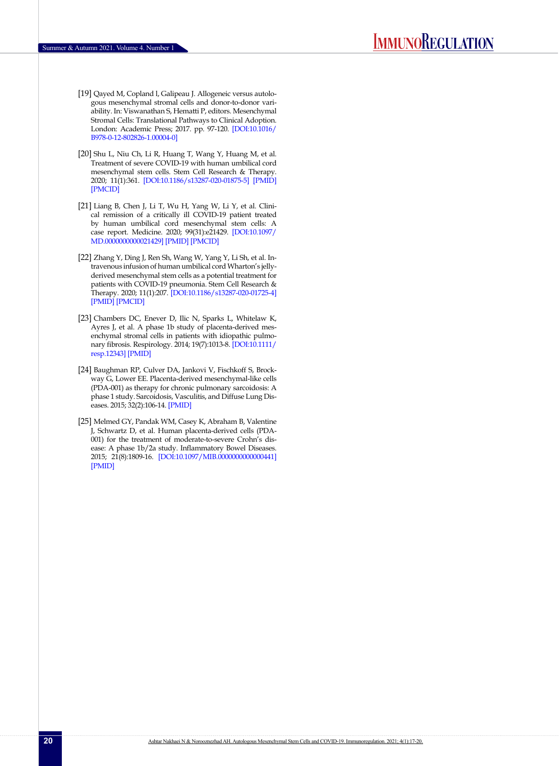[19] Qayed M, Copland l, Galipeau J. Allogeneic versus autologous mesenchymal stromal cells and donor-to-donor variability. In: Viswanathan S, Hematti P, editors. Mesenchymal Stromal Cells: Translational Pathways to Clinical Adoption. London: Academic Press; 2017. pp. 97-120. [DOI:10.1016/B978-0-12-802826-1.00004-0]

[20] Shu L, Niu Ch, Li R, Huang T, Wang Y, Huang M, et al. Treatment of severe COVID-19 with human umbilical cord mesenchymal stem cells. Stem Cell Research & Therapy. 2020; 11(1):361. [DOI:10.1186/s13287-020-01875-5] [PMID] [PMCID]

[21] Liang B, Chen J, Li T, Wu H, Yang W, Li Y, et al. Clinical remission of a critically ill COVID-19 patient treated by human umbilical cord mesenchymal stem cells: A case report. Medicine. 2020; 99(31):e21429. [DOI:10.1097/MD.0000000000021429] [PMID] [PMCID]

[22] Zhang Y, Ding J, Ren Sh, Wang W, Yang Y, Li Sh, et al. Intravenous infusion of human umbilical cord Wharton's jelly-derived mesenchymal stem cells as a potential treatment for patients with COVID-19 pneumonia. Stem Cell Research & Therapy. 2020; 11(1):207. [DOI:10.1186/s13287-020-01725-4] [PMID] [PMCID]

[23] Chambers DC, Enever D, Ilic N, Sparks L, Whitelaw K, Ayres J, et al. A phase 1b study of placenta-derived mesenchymal stromal cells in patients with idiopathic pulmonary fibrosis. Respirology. 2014; 19(7):1013-8. [DOI:10.1111/resp.12343] [PMID]

[24] Baughman RP, Culver DA, Jankovi V, Fischkoff S, Brockway G, Lower EE. Placenta-derived mesenchymal-like cells (PDA-001) as therapy for chronic pulmonary sarcoidosis: A phase 1 study. Sarcoidosis, Vasculitis, and Diffuse Lung Diseases. 2015; 32(2):106-14. [PMID]

[25] Melmed GY, Pandak WM, Casey K, Abraham B, Valentine J, Schwartz D, et al. Human placenta-derived cells (PDA-001) for the treatment of moderate-to-severe Crohn's disease: A phase 1b/2a study. Inflammatory Bowel Diseases. 2015; 21(8):1809-16. [DOI:10.1097/MIB.0000000000000441] [PMID]